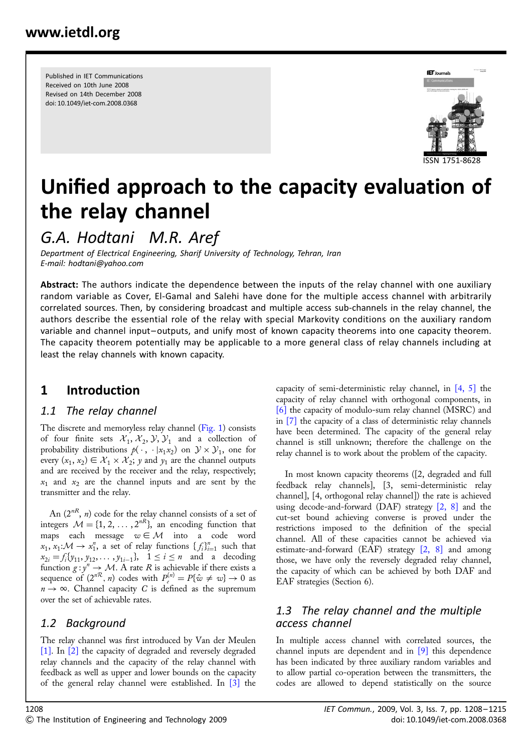Published in IET Communications
Received on 10th June 2008
Revised on 14th December 2008
doi: 10.1049/iet-com.2008.0368

ISSN 1751-8628

# Unified approach to the capacity evaluation of the relay channel

*G.A. Hodtani M.R. Aref*

*Department of Electrical Engineering, Sharif University of Technology, Tehran, Iran*
*E-mail: hodtani@yahoo.com*

**Abstract:** The authors indicate the dependence between the inputs of the relay channel with one auxiliary random variable as Cover, El-Gamal and Salehi have done for the multiple access channel with arbitrarily correlated sources. Then, by considering broadcast and multiple access sub-channels in the relay channel, the authors describe the essential role of the relay with special Markovity conditions on the auxiliary random variable and channel input–outputs, and unify most of known capacity theorems into one capacity theorem. The capacity theorem potentially may be applicable to a more general class of relay channels including at least the relay channels with known capacity.

## 1 Introduction

### 1.1 The relay channel

The discrete and memoryless relay channel (Fig. 1) consists of four finite sets $\mathcal{X}_1, \mathcal{X}_2, \mathcal{Y}, \mathcal{Y}_1$ and a collection of probability distributions $p(\cdot, \cdot|x_1x_2)$ on $\mathcal{Y} \times \mathcal{Y}_1$, one for every $(x_1, x_2) \in \mathcal{X}_1 \times \mathcal{X}_2$; $y$ and $y_1$ are the channel outputs and are received by the receiver and the relay, respectively; $x_1$ and $x_2$ are the channel inputs and are sent by the transmitter and the relay.

An $(2^{nR}, n)$ code for the relay channel consists of a set of integers $\mathcal{M} = \{1, 2, \ldots, 2^{nR}\}$, an encoding function that maps each message $w \in \mathcal{M}$ into a code word $x_1, x_1{:}\mathcal{M} \to x_1^n$, a set of relay functions $\{f_i\}_{i=1}^n$ such that $x_{2i} = f_i\{y_{11}, y_{12}, \ldots, y_{1i-1}\}$, $1 \le i \le n$ and a decoding function $g : y^n \to \mathcal{M}$. A rate $R$ is achievable if there exists a sequence of $(2^{nR}, n)$ codes with $P_e^{(n)} = P\{\hat{w} \neq w\} \to 0$ as $n \to \infty$. Channel capacity $C$ is defined as the supremum over the set of achievable rates.

### 1.2 Background

The relay channel was first introduced by Van der Meulen [1]. In [2] the capacity of degraded and reversely degraded relay channels and the capacity of the relay channel with feedback as well as upper and lower bounds on the capacity of the general relay channel were established. In [3] the capacity of semi-deterministic relay channel, in [4, 5] the capacity of relay channel with orthogonal components, in [6] the capacity of modulo-sum relay channel (MSRC) and in [7] the capacity of a class of deterministic relay channels have been determined. The capacity of the general relay channel is still unknown; therefore the challenge on the relay channel is to work about the problem of the capacity.

In most known capacity theorems ([2, degraded and full feedback relay channels], [3, semi-deterministic relay channel], [4, orthogonal relay channel]) the rate is achieved using decode-and-forward (DAF) strategy [2, 8] and the cut-set bound achieving converse is proved under the restrictions imposed to the definition of the special channel. All of these capacities cannot be achieved via estimate-and-forward (EAF) strategy [2, 8] and among those, we have only the reversely degraded relay channel, the capacity of which can be achieved by both DAF and EAF strategies (Section 6).

### 1.3 The relay channel and the multiple access channel

In multiple access channel with correlated sources, the channel inputs are dependent and in [9] this dependence has been indicated by three auxiliary random variables and to allow partial co-operation between the transmitters, the codes are allowed to depend statistically on the source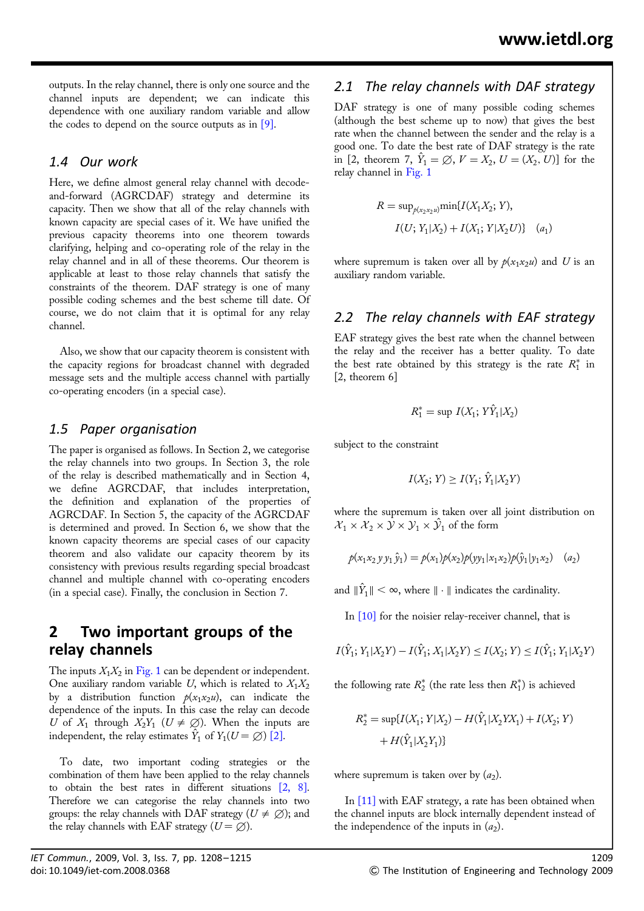outputs. In the relay channel, there is only one source and the channel inputs are dependent; we can indicate this dependence with one auxiliary random variable and allow the codes to depend on the source outputs as in [9].

### 1.4 Our work

Here, we define almost general relay channel with decode-and-forward (AGRCDAF) strategy and determine its capacity. Then we show that all of the relay channels with known capacity are special cases of it. We have unified the previous capacity theorems into one theorem towards clarifying, helping and co-operating role of the relay in the relay channel and in all of these theorems. Our theorem is applicable at least to those relay channels that satisfy the constraints of the theorem. DAF strategy is one of many possible coding schemes and the best scheme till date. Of course, we do not claim that it is optimal for any relay channel.

Also, we show that our capacity theorem is consistent with the capacity regions for broadcast channel with degraded message sets and the multiple access channel with partially co-operating encoders (in a special case).

### 1.5 Paper organisation

The paper is organised as follows. In Section 2, we categorise the relay channels into two groups. In Section 3, the role of the relay is described mathematically and in Section 4, we define AGRCDAF, that includes interpretation, the definition and explanation of the properties of AGRCDAF. In Section 5, the capacity of the AGRCDAF is determined and proved. In Section 6, we show that the known capacity theorems are special cases of our capacity theorem and also validate our capacity theorem by its consistency with previous results regarding special broadcast channel and multiple channel with co-operating encoders (in a special case). Finally, the conclusion in Section 7.

## 2 Two important groups of the relay channels

The inputs $X_1X_2$ in Fig. 1 can be dependent or independent. One auxiliary random variable $U$, which is related to $X_1X_2$ by a distribution function $p(x_1x_2u)$, can indicate the dependence of the inputs. In this case the relay can decode $U$ of $X_1$ through $X_2Y_1$ ($U \neq \emptyset$). When the inputs are independent, the relay estimates $\hat{Y}_1$ of $Y_1(U = \emptyset)$ [2].

To date, two important coding strategies or the combination of them have been applied to the relay channels to obtain the best rates in different situations [2, 8]. Therefore we can categorise the relay channels into two groups: the relay channels with DAF strategy ($U \neq \emptyset$); and the relay channels with EAF strategy ($U = \emptyset$).

### 2.1 The relay channels with DAF strategy

DAF strategy is one of many possible coding schemes (although the best scheme up to now) that gives the best rate when the channel between the sender and the relay is a good one. To date the best rate of DAF strategy is the rate in [2, theorem 7, $\hat{Y}_1 = \emptyset$, $V = X_2$, $U = (X_2, U)$] for the relay channel in Fig. 1

$$R = \sup_{p(x_2x_2u)} \min\{I(X_1X_2; Y),\ I(U; Y_1|X_2) + I(X_1; Y|X_2U)\} \quad (a_1)$$

where supremum is taken over all by $p(x_1x_2u)$ and $U$ is an auxiliary random variable.

### 2.2 The relay channels with EAF strategy

EAF strategy gives the best rate when the channel between the relay and the receiver has a better quality. To date the best rate obtained by this strategy is the rate $R_1^*$ in [2, theorem 6]

$$R_1^* = \sup I(X_1; Y\hat{Y}_1|X_2)$$

subject to the constraint

$$I(X_2; Y) \geq I(Y_1; \hat{Y}_1|X_2Y)$$

where the supremum is taken over all joint distribution on $\mathcal{X}_1 \times \mathcal{X}_2 \times \mathcal{Y} \times \mathcal{Y}_1 \times \hat{\mathcal{Y}}_1$ of the form

$$p(x_1x_2\,y\,y_1\,\hat{y}_1) = p(x_1)p(x_2)p(yy_1|x_1x_2)p(\hat{y}_1|y_1x_2) \quad (a_2)$$

and $\|\hat{Y}_1\| < \infty$, where $\|\cdot\|$ indicates the cardinality.

In [10] for the noisier relay-receiver channel, that is

$$I(\hat{Y}_1; Y_1|X_2Y) - I(\hat{Y}_1; X_1|X_2Y) \leq I(X_2; Y) \leq I(\hat{Y}_1; Y_1|X_2Y)$$

the following rate $R_2^*$ (the rate less then $R_1^*$) is achieved

$$R_2^* = \sup\{I(X_1; Y|X_2) - H(\hat{Y}_1|X_2YX_1) + I(X_2; Y) + H(\hat{Y}_1|X_2Y_1)\}$$

where supremum is taken over by ($a_2$).

In [11] with EAF strategy, a rate has been obtained when the channel inputs are block internally dependent instead of the independence of the inputs in ($a_2$).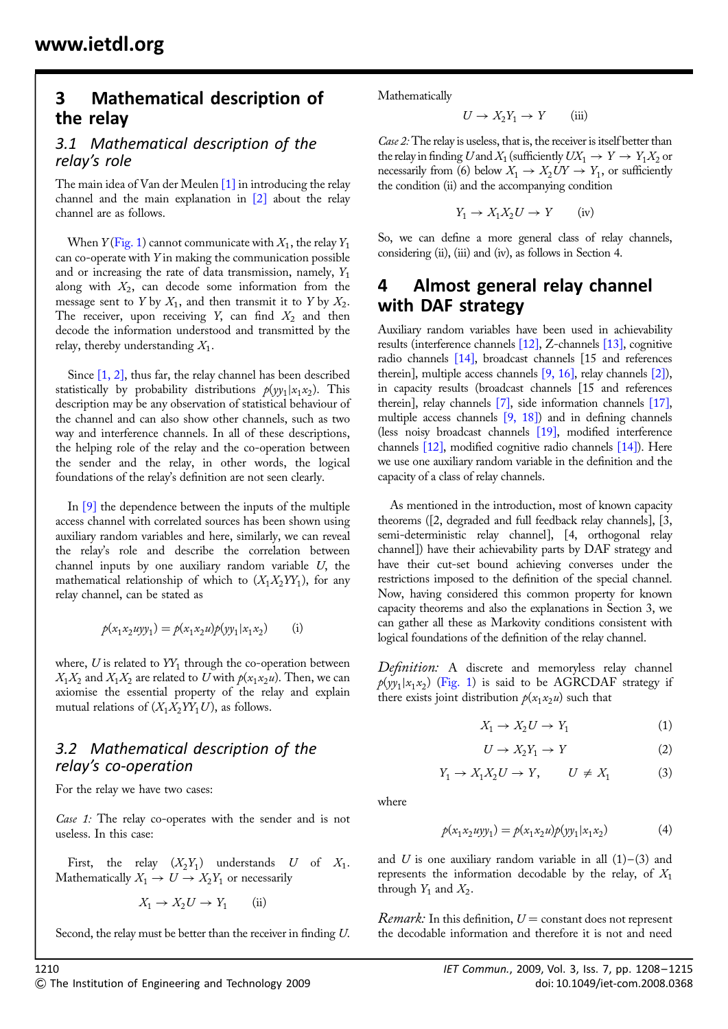## 3 Mathematical description of the relay

### 3.1 Mathematical description of the relay's role

The main idea of Van der Meulen [1] in introducing the relay channel and the main explanation in [2] about the relay channel are as follows.

When $Y$ (Fig. 1) cannot communicate with $X_1$, the relay $Y_1$ can co-operate with $Y$ in making the communication possible and or increasing the rate of data transmission, namely, $Y_1$ along with $X_2$, can decode some information from the message sent to $Y$ by $X_1$, and then transmit it to $Y$ by $X_2$. The receiver, upon receiving $Y$, can find $X_2$ and then decode the information understood and transmitted by the relay, thereby understanding $X_1$.

Since [1, 2], thus far, the relay channel has been described statistically by probability distributions $p(yy_1|x_1x_2)$. This description may be any observation of statistical behaviour of the channel and can also show other channels, such as two way and interference channels. In all of these descriptions, the helping role of the relay and the co-operation between the sender and the relay, in other words, the logical foundations of the relay's definition are not seen clearly.

In [9] the dependence between the inputs of the multiple access channel with correlated sources has been shown using auxiliary random variables and here, similarly, we can reveal the relay's role and describe the correlation between channel inputs by one auxiliary random variable $U$, the mathematical relationship of which to $(X_1X_2YY_1)$, for any relay channel, can be stated as

$$p(x_1x_2uyy_1) = p(x_1x_2u)p(yy_1|x_1x_2) \qquad \text{(i)}$$

where, $U$ is related to $YY_1$ through the co-operation between $X_1X_2$ and $X_1X_2$ are related to $U$ with $p(x_1x_2u)$. Then, we can axiomise the essential property of the relay and explain mutual relations of $(X_1X_2YY_1U)$, as follows.

### 3.2 Mathematical description of the relay's co-operation

For the relay we have two cases:

*Case 1:* The relay co-operates with the sender and is not useless. In this case:

First, the relay $(X_2Y_1)$ understands $U$ of $X_1$. Mathematically $X_1 \rightarrow U \rightarrow X_2Y_1$ or necessarily

$$X_1 \rightarrow X_2U \rightarrow Y_1 \qquad \text{(ii)}$$

Second, the relay must be better than the receiver in finding $U$. Mathematically

$$U \rightarrow X_2Y_1 \rightarrow Y \qquad \text{(iii)}$$

*Case 2:* The relay is useless, that is, the receiver is itself better than the relay in finding $U$ and $X_1$ (sufficiently $UX_1 \rightarrow Y \rightarrow Y_1X_2$ or necessarily from (6) below $X_1 \rightarrow X_2UY \rightarrow Y_1$, or sufficiently the condition (ii) and the accompanying condition

$$Y_1 \rightarrow X_1X_2U \rightarrow Y \qquad \text{(iv)}$$

So, we can define a more general class of relay channels, considering (ii), (iii) and (iv), as follows in Section 4.

## 4 Almost general relay channel with DAF strategy

Auxiliary random variables have been used in achievability results (interference channels [12], Z-channels [13], cognitive radio channels [14], broadcast channels [15 and references therein], multiple access channels [9, 16], relay channels [2]), in capacity results (broadcast channels [15 and references therein], relay channels [7], side information channels [17], multiple access channels [9, 18]) and in defining channels (less noisy broadcast channels [19], modified interference channels [12], modified cognitive radio channels [14]). Here we use one auxiliary random variable in the definition and the capacity of a class of relay channels.

As mentioned in the introduction, most of known capacity theorems ([2, degraded and full feedback relay channels], [3, semi-deterministic relay channel], [4, orthogonal relay channel]) have their achievability parts by DAF strategy and have their cut-set bound achieving converses under the restrictions imposed to the definition of the special channel. Now, having considered this common property for known capacity theorems and also the explanations in Section 3, we can gather all these as Markovity conditions consistent with logical foundations of the definition of the relay channel.

*Definition:* A discrete and memoryless relay channel $p(yy_1|x_1x_2)$ (Fig. 1) is said to be AGRCDAF strategy if there exists joint distribution $p(x_1x_2u)$ such that

$$X_1 \rightarrow X_2U \rightarrow Y_1 \qquad (1)$$

$$U \rightarrow X_2Y_1 \rightarrow Y \qquad (2)$$

$$Y_1 \rightarrow X_1X_2U \rightarrow Y, \qquad U \neq X_1 \qquad (3)$$

where

$$p(x_1x_2uyy_1) = p(x_1x_2u)p(yy_1|x_1x_2) \qquad (4)$$

and $U$ is one auxiliary random variable in all (1)–(3) and represents the information decodable by the relay, of $X_1$ through $Y_1$ and $X_2$.

*Remark:* In this definition, $U =$ constant does not represent the decodable information and therefore it is not and need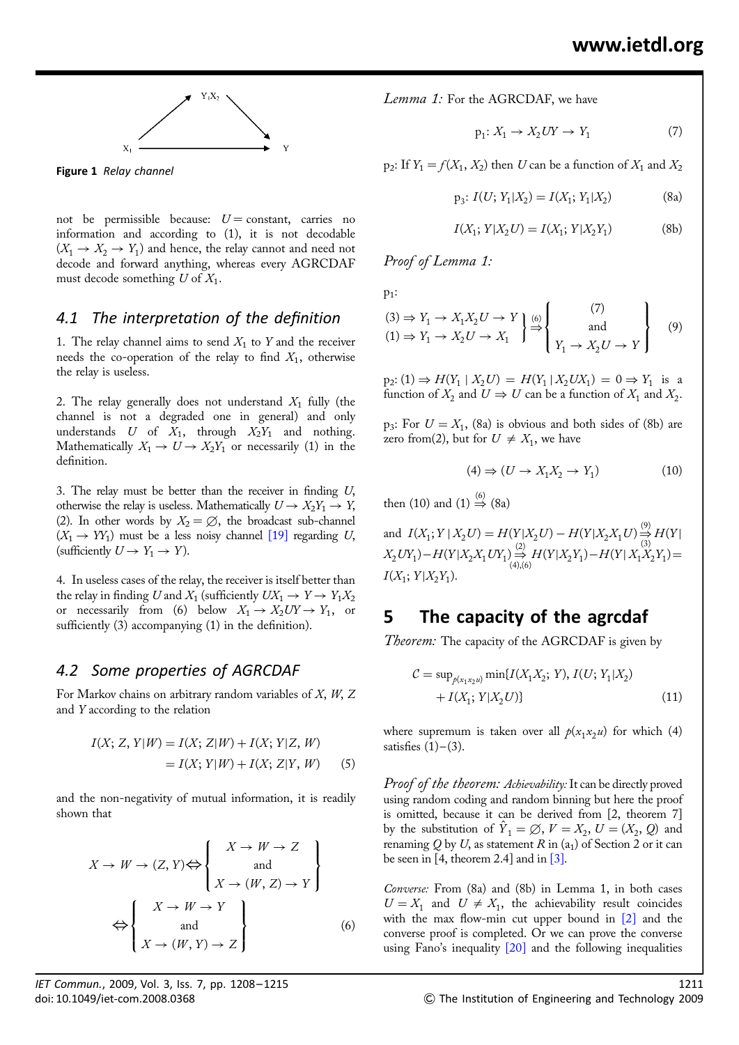Figure 1 *Relay channel*

not be permissible because: $U=$ constant, carries no information and according to (1), it is not decodable $(X_1 \to X_2 \to Y_1)$ and hence, the relay cannot and need not decode and forward anything, whereas every AGRCDAF must decode something $U$ of $X_1$.

### 4.1 The interpretation of the definition

1. The relay channel aims to send $X_1$ to $Y$ and the receiver needs the co-operation of the relay to find $X_1$, otherwise the relay is useless.

2. The relay generally does not understand $X_1$ fully (the channel is not a degraded one in general) and only understands $U$ of $X_1$, through $X_2Y_1$ and nothing. Mathematically $X_1 \to U \to X_2Y_1$ or necessarily (1) in the definition.

3. The relay must be better than the receiver in finding $U$, otherwise the relay is useless. Mathematically $U \to X_2Y_1 \to Y$, (2). In other words by $X_2 = \varnothing$, the broadcast sub-channel $(X_1 \to YY_1)$ must be a less noisy channel [19] regarding $U$, (sufficiently $U \to Y_1 \to Y$).

4. In useless cases of the relay, the receiver is itself better than the relay in finding $U$ and $X_1$ (sufficiently $UX_1 \to Y \to Y_1X_2$ or necessarily from (6) below $X_1 \to X_2UY \to Y_1$, or sufficiently (3) accompanying (1) in the definition).

### 4.2 Some properties of AGRCDAF

For Markov chains on arbitrary random variables of $X$, $W$, $Z$ and $Y$ according to the relation

$$I(X; Z, Y|W) = I(X; Z|W) + I(X; Y|Z, W) = I(X; Y|W) + I(X; Z|Y, W) \tag{5}$$

and the non-negativity of mutual information, it is readily shown that

$$X \to W \to (Z, Y) \Leftrightarrow \left\{ \begin{array}{c} X \to W \to Z \\ \text{and} \\ X \to (W, Z) \to Y \end{array} \right\} \Leftrightarrow \left\{ \begin{array}{c} X \to W \to Y \\ \text{and} \\ X \to (W, Y) \to Z \end{array} \right\} \tag{6}$$

*Lemma 1:* For the AGRCDAF, we have

$$\text{p}_1\text{: } X_1 \to X_2UY \to Y_1 \tag{7}$$

$\text{p}_2$: If $Y_1 = f(X_1, X_2)$ then $U$ can be a function of $X_1$ and $X_2$

$$\text{p}_3\text{: } I(U; Y_1|X_2) = I(X_1; Y_1|X_2) \tag{8a}$$

$$I(X_1; Y|X_2U) = I(X_1; Y|X_2Y_1) \tag{8b}$$

*Proof of Lemma 1:*

$\text{p}_1$:

$$\left.\begin{array}{l} (3) \Rightarrow Y_1 \to X_1X_2U \to Y \\ (1) \Rightarrow Y_1 \to X_2U \to X_1 \end{array}\right\} \overset{(6)}{\Rightarrow} \left\{ \begin{array}{c} (7) \\ \text{and} \\ Y_1 \to X_2U \to Y \end{array} \right\} \tag{9}$$

$\text{p}_2$: $(1) \Rightarrow H(Y_1 \mid X_2U) = H(Y_1 \mid X_2UX_1) = 0 \Rightarrow Y_1$ is a function of $X_2$ and $U \Rightarrow U$ can be a function of $X_1$ and $X_2$.

$\text{p}_3$: For $U = X_1$, (8a) is obvious and both sides of (8b) are zero from(2), but for $U \neq X_1$, we have

$$(4) \Rightarrow (U \to X_1X_2 \to Y_1) \tag{10}$$

then (10) and (1) $\overset{(6)}{\Rightarrow}$ (8a)

and $I(X_1; Y \mid X_2U) = H(Y|X_2U) - H(Y|X_2X_1U) \underset{(3)}{\overset{(9)}{\Rightarrow}} H(Y|X_2UY_1) - H(Y|X_2X_1UY_1) \underset{(4),(6)}{\overset{(2)}{\Rightarrow}} H(Y|X_2Y_1) - H(Y|X_1X_2Y_1) = I(X_1; Y|X_2Y_1)$.

## 5 The capacity of the agrcdaf

*Theorem:* The capacity of the AGRCDAF is given by

$$\mathcal{C} = \sup_{p(x_1x_2u)} \min\{I(X_1X_2; Y), I(U; Y_1|X_2) + I(X_1; Y|X_2U)\} \tag{11}$$

where supremum is taken over all $p(x_1x_2u)$ for which (4) satisfies (1)–(3).

*Proof of the theorem: Achievability:* It can be directly proved using random coding and random binning but here the proof is omitted, because it can be derived from [2, theorem 7] by the substitution of $\hat{Y}_1 = \varnothing$, $V = X_2$, $U = (X_2, Q)$ and renaming $Q$ by $U$, as statement $R$ in ($a_1$) of Section 2 or it can be seen in [4, theorem 2.4] and in [3].

*Converse:* From (8a) and (8b) in Lemma 1, in both cases $U = X_1$ and $U \neq X_1$, the achievability result coincides with the max flow-min cut upper bound in [2] and the converse proof is completed. Or we can prove the converse using Fano's inequality [20] and the following inequalities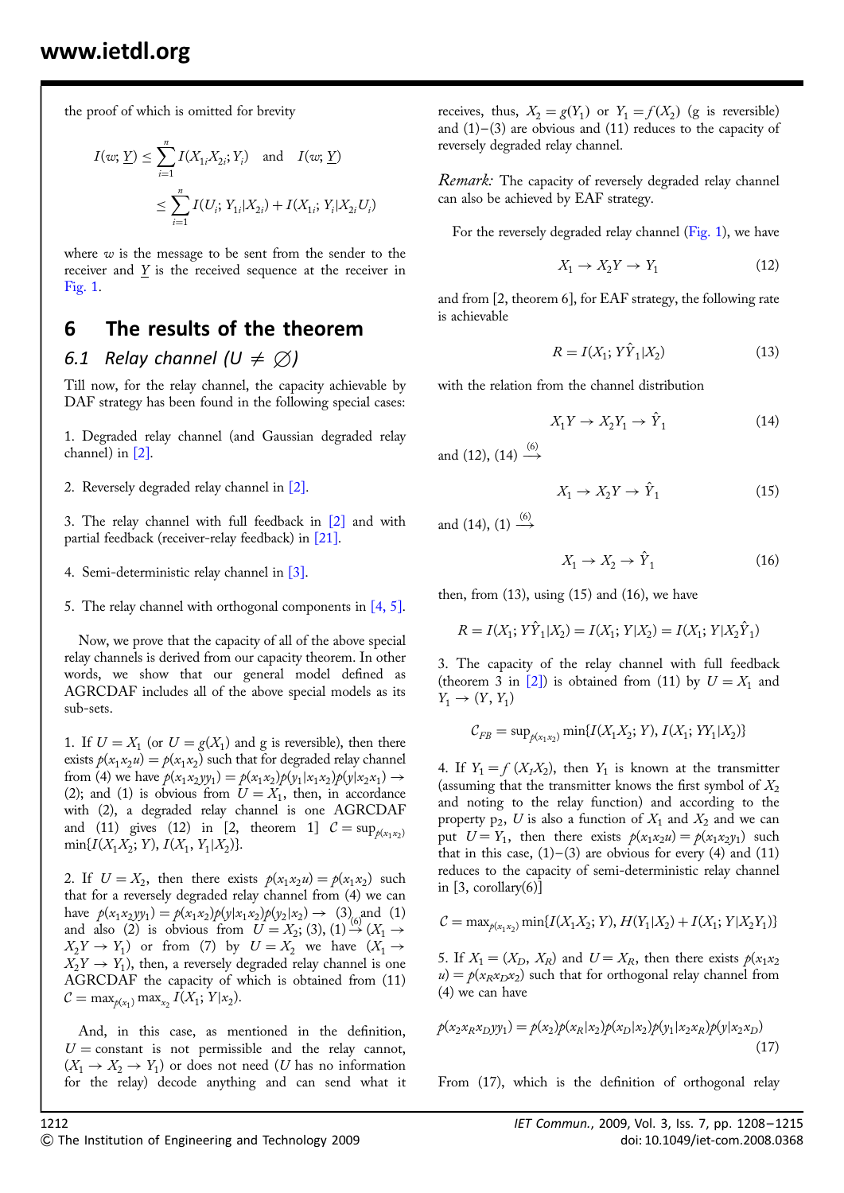the proof of which is omitted for brevity

$$I(w; \underline{Y}) \leq \sum_{i=1}^{n} I(X_{1_i} X_{2_i}; Y_i) \quad \text{and} \quad I(w; \underline{Y}) \leq \sum_{i=1}^{n} I(U_i; Y_{1_i}|X_{2_i}) + I(X_{1_i}; Y_i|X_{2_i} U_i)$$

where $w$ is the message to be sent from the sender to the receiver and $\underline{Y}$ is the received sequence at the receiver in Fig. 1.

## 6 The results of the theorem

### 6.1 Relay channel ($U \neq \emptyset$)

Till now, for the relay channel, the capacity achievable by DAF strategy has been found in the following special cases:

1. Degraded relay channel (and Gaussian degraded relay channel) in [2].

2. Reversely degraded relay channel in [2].

3. The relay channel with full feedback in [2] and with partial feedback (receiver-relay feedback) in [21].

4. Semi-deterministic relay channel in [3].

5. The relay channel with orthogonal components in [4, 5].

Now, we prove that the capacity of all of the above special relay channels is derived from our capacity theorem. In other words, we show that our general model defined as AGRCDAF includes all of the above special models as its sub-sets.

1. If $U = X_1$ (or $U = g(X_1)$ and g is reversible), then there exists $p(x_1 x_2 u) = p(x_1 x_2)$ such that for degraded relay channel from (4) we have $p(x_1 x_2 y y_1) = p(x_1 x_2) p(y_1|x_1 x_2) p(y|x_2 x_1) \rightarrow$ (2); and (1) is obvious from $U = X_1$, then, in accordance with (2), a degraded relay channel is one AGRCDAF and (11) gives (12) in [2, theorem 1] $\mathcal{C} = \sup_{p(x_1 x_2)} \min\{I(X_1 X_2; Y), I(X_1, Y_1|X_2)\}$.

2. If $U = X_2$, then there exists $p(x_1 x_2 u) = p(x_1 x_2)$ such that for a reversely degraded relay channel from (4) we can have $p(x_1 x_2 y y_1) = p(x_1 x_2) p(y|x_1 x_2) p(y_1|x_2) \rightarrow$ (3) and (1) and also (2) is obvious from $U = X_2$; (3), (1) $\overset{(6)}{\rightarrow}$ $(X_1 \rightarrow X_2 Y \rightarrow Y_1)$ or from (7) by $U = X_2$ we have $(X_1 \rightarrow X_2 Y \rightarrow Y_1)$, then, a reversely degraded relay channel is one AGRCDAF the capacity of which is obtained from (11) $\mathcal{C} = \max_{p(x_1)} \max_{x_2} I(X_1; Y|x_2)$.

And, in this case, as mentioned in the definition, $U =$ constant is not permissible and the relay cannot, $(X_1 \rightarrow X_2 \rightarrow Y_1)$ or does not need ($U$ has no information for the relay) decode anything and can send what it receives, thus, $X_2 = g(Y_1)$ or $Y_1 = f(X_2)$ (g is reversible) and (1)–(3) are obvious and (11) reduces to the capacity of reversely degraded relay channel.

*Remark:* The capacity of reversely degraded relay channel can also be achieved by EAF strategy.

For the reversely degraded relay channel (Fig. 1), we have

$$X_1 \rightarrow X_2 Y \rightarrow Y_1 \tag{12}$$

and from [2, theorem 6], for EAF strategy, the following rate is achievable

$$R = I(X_1; Y\hat{Y}_1|X_2) \tag{13}$$

with the relation from the channel distribution

$$X_1 Y \rightarrow X_2 Y_1 \rightarrow \hat{Y}_1 \tag{14}$$

and (12), (14) $\overset{(6)}{\rightarrow}$

$$X_1 \rightarrow X_2 Y \rightarrow \hat{Y}_1 \tag{15}$$

and (14), (1) $\overset{(6)}{\rightarrow}$

$$X_1 \rightarrow X_2 \rightarrow \hat{Y}_1 \tag{16}$$

then, from (13), using (15) and (16), we have

$$R = I(X_1; Y\hat{Y}_1|X_2) = I(X_1; Y|X_2) = I(X_1; Y|X_2\hat{Y}_1)$$

3. The capacity of the relay channel with full feedback (theorem 3 in [2]) is obtained from (11) by $U = X_1$ and $Y_1 \rightarrow (Y, Y_1)$

$$\mathcal{C}_{FB} = \sup_{p(x_1 x_2)} \min\{I(X_1 X_2; Y), I(X_1; YY_1|X_2)\}$$

4. If $Y_1 = f(X_1 X_2)$, then $Y_1$ is known at the transmitter (assuming that the transmitter knows the first symbol of $X_2$ and noting to the relay function) and according to the property $p_2$, $U$ is also a function of $X_1$ and $X_2$ and we can put $U = Y_1$, then there exists $p(x_1 x_2 u) = p(x_1 x_2 y_1)$ such that in this case, (1)–(3) are obvious for every (4) and (11) reduces to the capacity of semi-deterministic relay channel in [3, corollary(6)]

$$\mathcal{C} = \max_{p(x_1 x_2)} \min\{I(X_1 X_2; Y), H(Y_1|X_2) + I(X_1; Y|X_2 Y_1)\}$$

5. If $X_1 = (X_D, X_R)$ and $U = X_R$, then there exists $p(x_1 x_2 u) = p(x_R x_D x_2)$ such that for orthogonal relay channel from (4) we can have

$$p(x_2 x_R x_D y y_1) = p(x_2) p(x_R|x_2) p(x_D|x_2) p(y_1|x_2 x_R) p(y|x_2 x_D) \tag{17}$$

From (17), which is the definition of orthogonal relay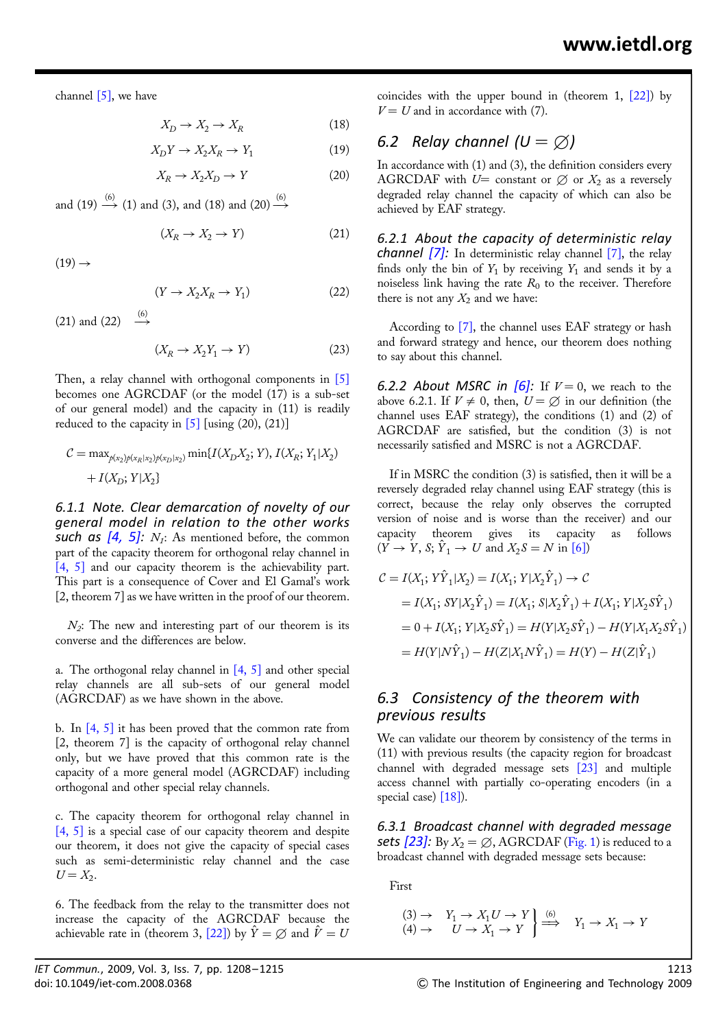channel [5], we have

$$X_D \rightarrow X_2 \rightarrow X_R \tag{18}$$

$$X_D Y \rightarrow X_2 X_R \rightarrow Y_1 \tag{19}$$

$$X_R \rightarrow X_2 X_D \rightarrow Y \tag{20}$$

and (19) $\xrightarrow{(6)}$ (1) and (3), and (18) and (20) $\xrightarrow{(6)}$

$$(X_R \rightarrow X_2 \rightarrow Y) \tag{21}$$

(19) $\rightarrow$

$$(Y \rightarrow X_2 X_R \rightarrow Y_1) \tag{22}$$

(21) and (22) $\xrightarrow{(6)}$

$$(X_R \rightarrow X_2 Y_1 \rightarrow Y) \tag{23}$$

Then, a relay channel with orthogonal components in [5] becomes one AGRCDAF (or the model (17) is a sub-set of our general model) and the capacity in (11) is readily reduced to the capacity in [5] [using (20), (21)]

$$\mathcal{C} = \max_{p(x_2)p(x_R|x_2)p(x_D|x_2)} \min\{I(X_D X_2; Y), I(X_R; Y_1|X_2) + I(X_D; Y|X_2)\}$$

#### 6.1.1 Note. Clear demarcation of novelty of our general model in relation to the other works such as [4, 5]:

$N_1$: As mentioned before, the common part of the capacity theorem for orthogonal relay channel in [4, 5] and our capacity theorem is the achievability part. This part is a consequence of Cover and El Gamal's work [2, theorem 7] as we have written in the proof of our theorem.

$N_2$: The new and interesting part of our theorem is its converse and the differences are below.

a. The orthogonal relay channel in [4, 5] and other special relay channels are all sub-sets of our general model (AGRCDAF) as we have shown in the above.

b. In [4, 5] it has been proved that the common rate from [2, theorem 7] is the capacity of orthogonal relay channel only, but we have proved that this common rate is the capacity of a more general model (AGRCDAF) including orthogonal and other special relay channels.

c. The capacity theorem for orthogonal relay channel in [4, 5] is a special case of our capacity theorem and despite our theorem, it does not give the capacity of special cases such as semi-deterministic relay channel and the case $U = X_2$.

6. The feedback from the relay to the transmitter does not increase the capacity of the AGRCDAF because the achievable rate in (theorem 3, [22]) by $\hat{Y} = \varnothing$ and $\hat{V} = U$ coincides with the upper bound in (theorem 1, [22]) by $V = U$ and in accordance with (7).

## 6.2 Relay channel ($U = \varnothing$)

In accordance with (1) and (3), the definition considers every AGRCDAF with $U=$ constant or $\varnothing$ or $X_2$ as a reversely degraded relay channel the capacity of which can also be achieved by EAF strategy.

#### 6.2.1 About the capacity of deterministic relay channel [7]:

In deterministic relay channel [7], the relay finds only the bin of $Y_1$ by receiving $Y_1$ and sends it by a noiseless link having the rate $R_0$ to the receiver. Therefore there is not any $X_2$ and we have:

According to [7], the channel uses EAF strategy or hash and forward strategy and hence, our theorem does nothing to say about this channel.

#### 6.2.2 About MSRC in [6]:

If $V = 0$, we reach to the above 6.2.1. If $V \neq 0$, then, $U = \varnothing$ in our definition (the channel uses EAF strategy), the conditions (1) and (2) of AGRCDAF are satisfied, but the condition (3) is not necessarily satisfied and MSRC is not a AGRCDAF.

If in MSRC the condition (3) is satisfied, then it will be a reversely degraded relay channel using EAF strategy (this is correct, because the relay only observes the corrupted version of noise and is worse than the receiver) and our capacity theorem gives its capacity as follows ($Y \rightarrow Y$, $S$; $\hat{Y}_1 \rightarrow U$ and $X_2 S = N$ in [6])

$$\begin{aligned}
\mathcal{C} &= I(X_1; Y\hat{Y}_1|X_2) = I(X_1; Y|X_2\hat{Y}_1) \rightarrow \mathcal{C} \\
&= I(X_1; SY|X_2\hat{Y}_1) = I(X_1; S|X_2\hat{Y}_1) + I(X_1; Y|X_2 S\hat{Y}_1) \\
&= 0 + I(X_1; Y|X_2 S\hat{Y}_1) = H(Y|X_2 S\hat{Y}_1) - H(Y|X_1 X_2 S\hat{Y}_1) \\
&= H(Y|N\hat{Y}_1) - H(Z|X_1 N\hat{Y}_1) = H(Y) - H(Z|\hat{Y}_1)
\end{aligned}$$

## 6.3 Consistency of the theorem with previous results

We can validate our theorem by consistency of the terms in (11) with previous results (the capacity region for broadcast channel with degraded message sets [23] and multiple access channel with partially co-operating encoders (in a special case) [18]).

#### 6.3.1 Broadcast channel with degraded message sets [23]:

By $X_2 = \varnothing$, AGRCDAF (Fig. 1) is reduced to a broadcast channel with degraded message sets because:

First

$$\left.\begin{array}{ll} (3) \rightarrow & Y_1 \rightarrow X_1 U \rightarrow Y \\ (4) \rightarrow & U \rightarrow X_1 \rightarrow Y \end{array}\right\} \overset{(6)}{\Longrightarrow} \quad Y_1 \rightarrow X_1 \rightarrow Y$$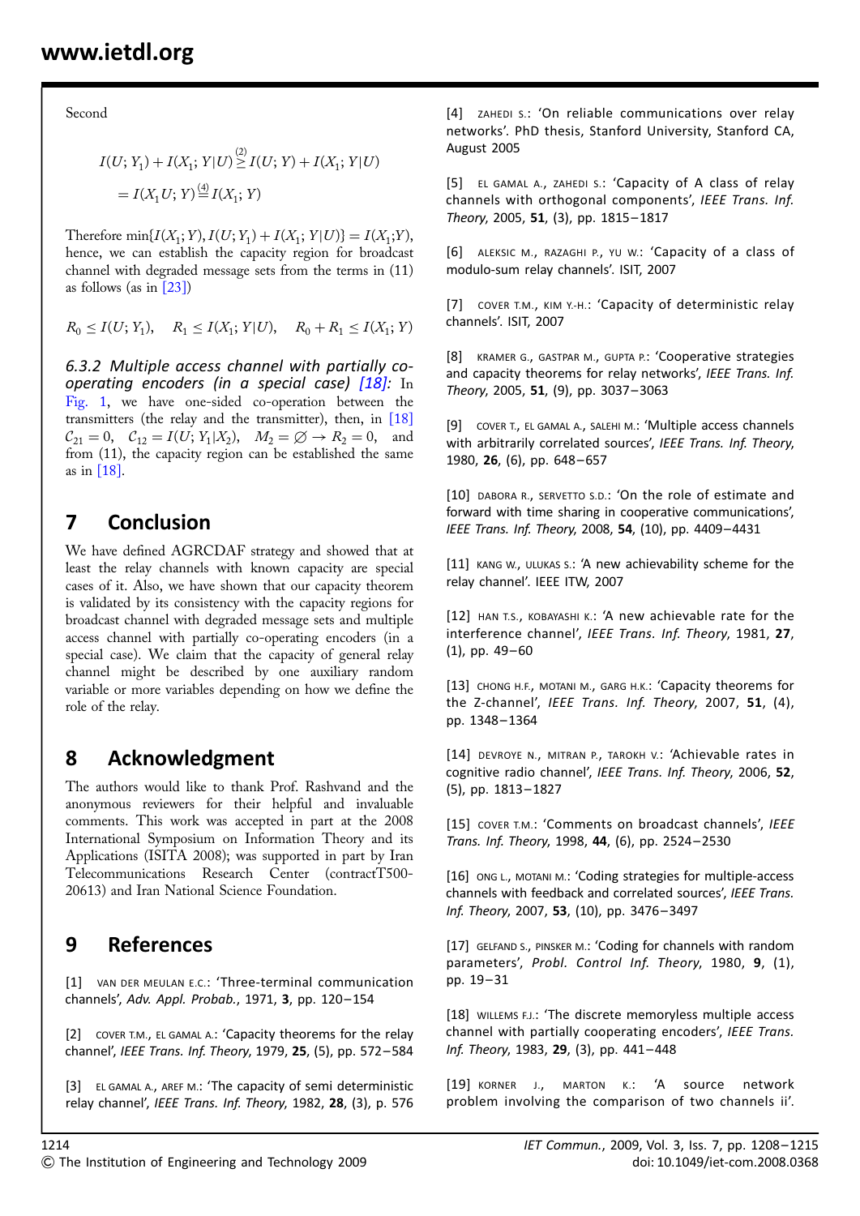Second

$$I(U; Y_1) + I(X_1; Y|U) \overset{(2)}{\geq} I(U; Y) + I(X_1; Y|U)$$
$$= I(X_1 U; Y) \overset{(4)}{=} I(X_1; Y)$$

Therefore $\min\{I(X_1; Y), I(U; Y_1) + I(X_1; Y|U)\} = I(X_1; Y)$, hence, we can establish the capacity region for broadcast channel with degraded message sets from the terms in (11) as follows (as in [23])

$$R_0 \leq I(U; Y_1), \quad R_1 \leq I(X_1; Y|U), \quad R_0 + R_1 \leq I(X_1; Y)$$

### 6.3.2 Multiple access channel with partially co-operating encoders (in a special case) [18]:

In Fig. 1, we have one-sided co-operation between the transmitters (the relay and the transmitter), then, in [18] $\mathcal{C}_{21} = 0$, $\mathcal{C}_{12} = I(U; Y_1|X_2)$, $M_2 = \varnothing \to R_2 = 0$, and from (11), the capacity region can be established the same as in [18].

## 7 Conclusion

We have defined AGRCDAF strategy and showed that at least the relay channels with known capacity are special cases of it. Also, we have shown that our capacity theorem is validated by its consistency with the capacity regions for broadcast channel with degraded message sets and multiple access channel with partially co-operating encoders (in a special case). We claim that the capacity of general relay channel might be described by one auxiliary random variable or more variables depending on how we define the role of the relay.

## 8 Acknowledgment

The authors would like to thank Prof. Rashvand and the anonymous reviewers for their helpful and invaluable comments. This work was accepted in part at the 2008 International Symposium on Information Theory and its Applications (ISITA 2008); was supported in part by Iran Telecommunications Research Center (contractT500-20613) and Iran National Science Foundation.

## 9 References

[1] VAN DER MEULAN E.C.: 'Three-terminal communication channels', *Adv. Appl. Probab.*, 1971, **3**, pp. 120–154

[2] COVER T.M., EL GAMAL A.: 'Capacity theorems for the relay channel', *IEEE Trans. Inf. Theory*, 1979, **25**, (5), pp. 572–584

[3] EL GAMAL A., AREF M.: 'The capacity of semi deterministic relay channel', *IEEE Trans. Inf. Theory*, 1982, **28**, (3), p. 576

[4] ZAHEDI S.: 'On reliable communications over relay networks'. PhD thesis, Stanford University, Stanford CA, August 2005

[5] EL GAMAL A., ZAHEDI S.: 'Capacity of A class of relay channels with orthogonal components', *IEEE Trans. Inf. Theory*, 2005, **51**, (3), pp. 1815–1817

[6] ALEKSIC M., RAZAGHI P., YU W.: 'Capacity of a class of modulo-sum relay channels'. ISIT, 2007

[7] COVER T.M., KIM Y.-H.: 'Capacity of deterministic relay channels'. ISIT, 2007

[8] KRAMER G., GASTPAR M., GUPTA P.: 'Cooperative strategies and capacity theorems for relay networks', *IEEE Trans. Inf. Theory*, 2005, **51**, (9), pp. 3037–3063

[9] COVER T., EL GAMAL A., SALEHI M.: 'Multiple access channels with arbitrarily correlated sources', *IEEE Trans. Inf. Theory*, 1980, **26**, (6), pp. 648–657

[10] DABORA R., SERVETTO S.D.: 'On the role of estimate and forward with time sharing in cooperative communications', *IEEE Trans. Inf. Theory*, 2008, **54**, (10), pp. 4409–4431

[11] KANG W., ULUKAS S.: 'A new achievability scheme for the relay channel'. IEEE ITW, 2007

[12] HAN T.S., KOBAYASHI K.: 'A new achievable rate for the interference channel', *IEEE Trans. Inf. Theory*, 1981, **27**, (1), pp. 49–60

[13] CHONG H.F., MOTANI M., GARG H.K.: 'Capacity theorems for the Z-channel', *IEEE Trans. Inf. Theory*, 2007, **51**, (4), pp. 1348–1364

[14] DEVROYE N., MITRAN P., TAROKH V.: 'Achievable rates in cognitive radio channel', *IEEE Trans. Inf. Theory*, 2006, **52**, (5), pp. 1813–1827

[15] COVER T.M.: 'Comments on broadcast channels', *IEEE Trans. Inf. Theory*, 1998, **44**, (6), pp. 2524–2530

[16] ONG L., MOTANI M.: 'Coding strategies for multiple-access channels with feedback and correlated sources', *IEEE Trans. Inf. Theory*, 2007, **53**, (10), pp. 3476–3497

[17] GELFAND S., PINSKER M.: 'Coding for channels with random parameters', *Probl. Control Inf. Theory*, 1980, **9**, (1), pp. 19–31

[18] WILLEMS F.J.: 'The discrete memoryless multiple access channel with partially cooperating encoders', *IEEE Trans. Inf. Theory*, 1983, **29**, (3), pp. 441–448

[19] KORNER J., MARTON K.: 'A source network problem involving the comparison of two channels ii'.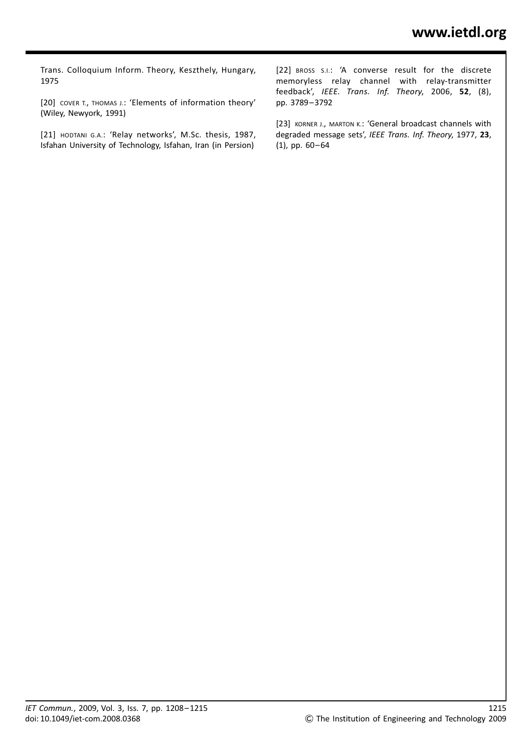Trans. Colloquium Inform. Theory, Keszthely, Hungary, 1975

[20] COVER T., THOMAS J.: 'Elements of information theory' (Wiley, Newyork, 1991)

[21] HODTANI G.A.: 'Relay networks', M.Sc. thesis, 1987, Isfahan University of Technology, Isfahan, Iran (in Persion)

[22] BROSS S.I.: 'A converse result for the discrete memoryless relay channel with relay-transmitter feedback', *IEEE. Trans. Inf. Theory*, 2006, **52**, (8), pp. 3789–3792

[23] KORNER J., MARTON K.: 'General broadcast channels with degraded message sets', *IEEE Trans. Inf. Theory*, 1977, **23**, (1), pp. 60–64